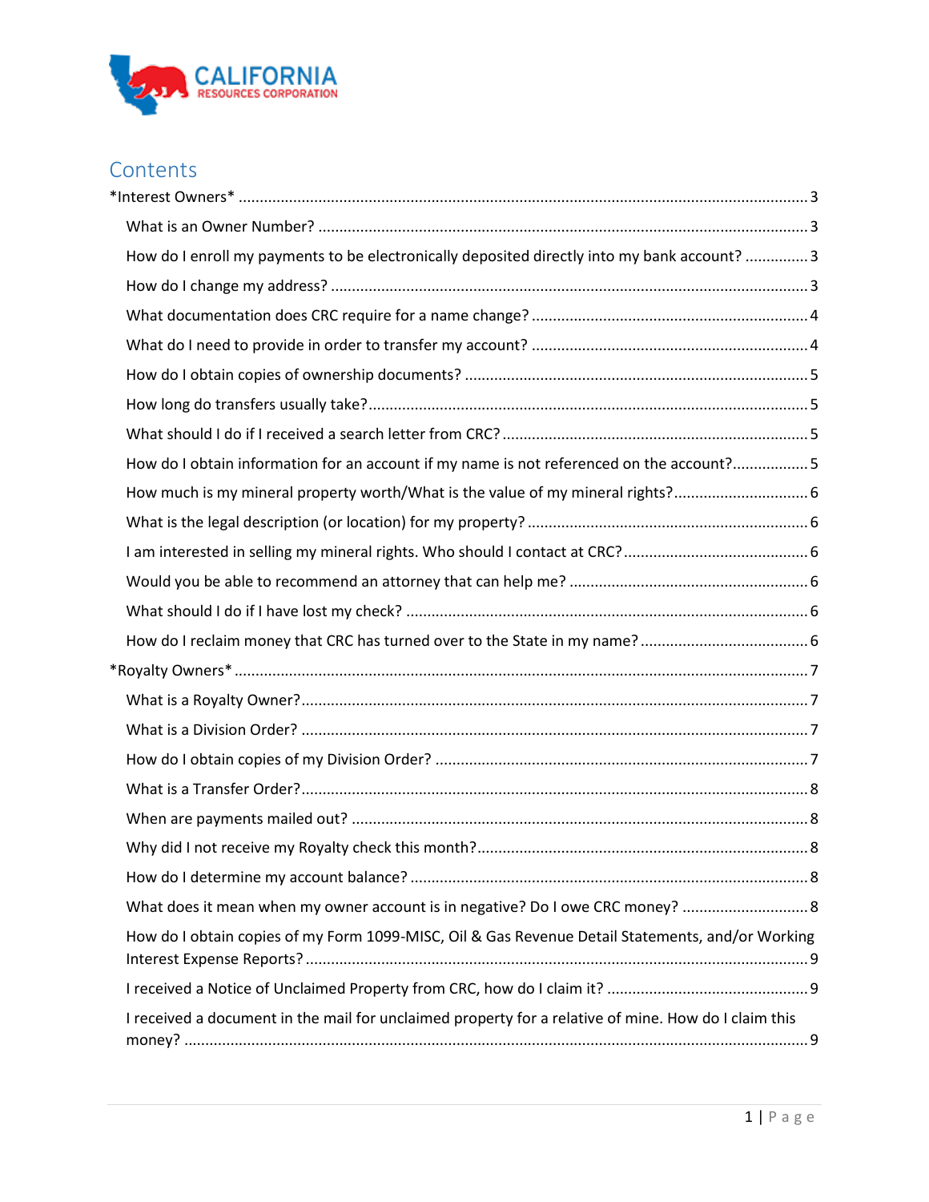# Contents

*Interest Owners* ..... 3

- What is an Owner Number? ..... 3
- How do I enroll my payments to be electronically deposited directly into my bank account? ..... 3
- How do I change my address? ..... 3
- What documentation does CRC require for a name change? ..... 4
- What do I need to provide in order to transfer my account? ..... 4
- How do I obtain copies of ownership documents? ..... 5
- How long do transfers usually take? ..... 5
- What should I do if I received a search letter from CRC? ..... 5
- How do I obtain information for an account if my name is not referenced on the account? ..... 5
- How much is my mineral property worth/What is the value of my mineral rights? ..... 6
- What is the legal description (or location) for my property? ..... 6
- I am interested in selling my mineral rights. Who should I contact at CRC? ..... 6
- Would you be able to recommend an attorney that can help me? ..... 6
- What should I do if I have lost my check? ..... 6
- How do I reclaim money that CRC has turned over to the State in my name? ..... 6

*Royalty Owners* ..... 7

- What is a Royalty Owner? ..... 7
- What is a Division Order? ..... 7
- How do I obtain copies of my Division Order? ..... 7
- What is a Transfer Order? ..... 8
- When are payments mailed out? ..... 8
- Why did I not receive my Royalty check this month? ..... 8
- How do I determine my account balance? ..... 8
- What does it mean when my owner account is in negative? Do I owe CRC money? ..... 8
- How do I obtain copies of my Form 1099-MISC, Oil & Gas Revenue Detail Statements, and/or Working Interest Expense Reports? ..... 9
- I received a Notice of Unclaimed Property from CRC, how do I claim it? ..... 9
- I received a document in the mail for unclaimed property for a relative of mine. How do I claim this money? ..... 9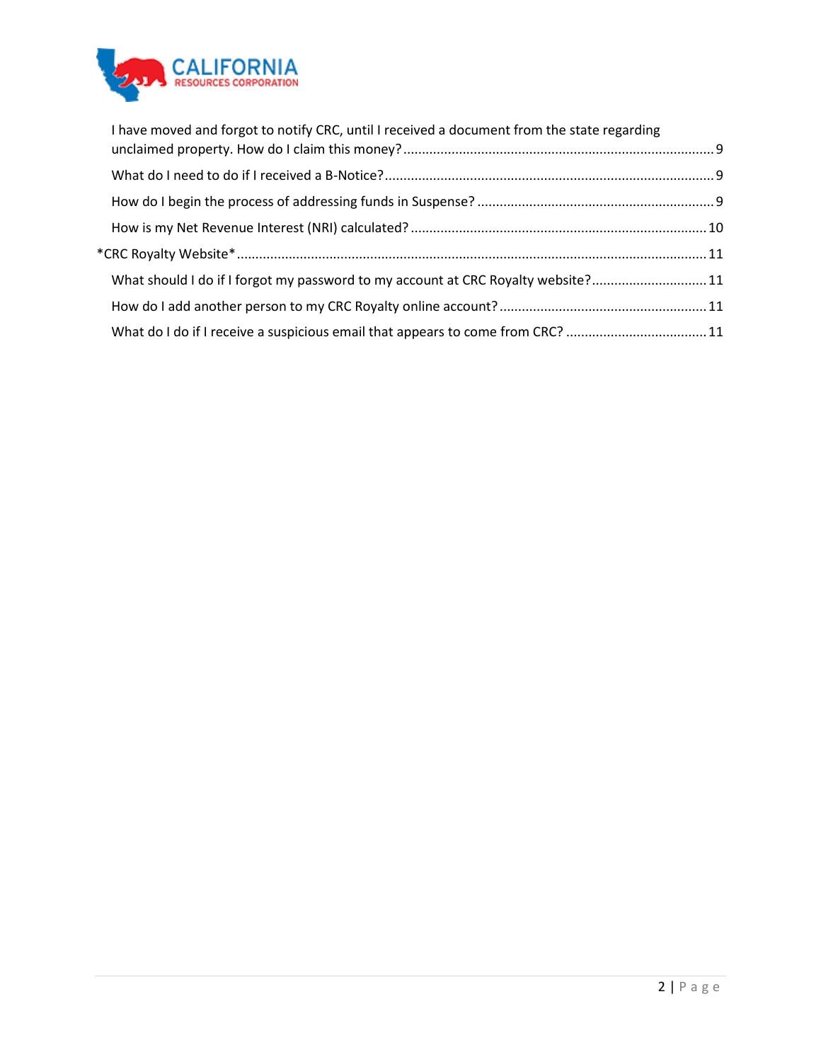I have moved and forgot to notify CRC, until I received a document from the state regarding unclaimed property. How do I claim this money? .......... 9

What do I need to do if I received a B-Notice? .......... 9

How do I begin the process of addressing funds in Suspense? .......... 9

How is my Net Revenue Interest (NRI) calculated? .......... 10

*CRC Royalty Website* .......... 11

What should I do if I forgot my password to my account at CRC Royalty website? .......... 11

How do I add another person to my CRC Royalty online account? .......... 11

What do I do if I receive a suspicious email that appears to come from CRC? .......... 11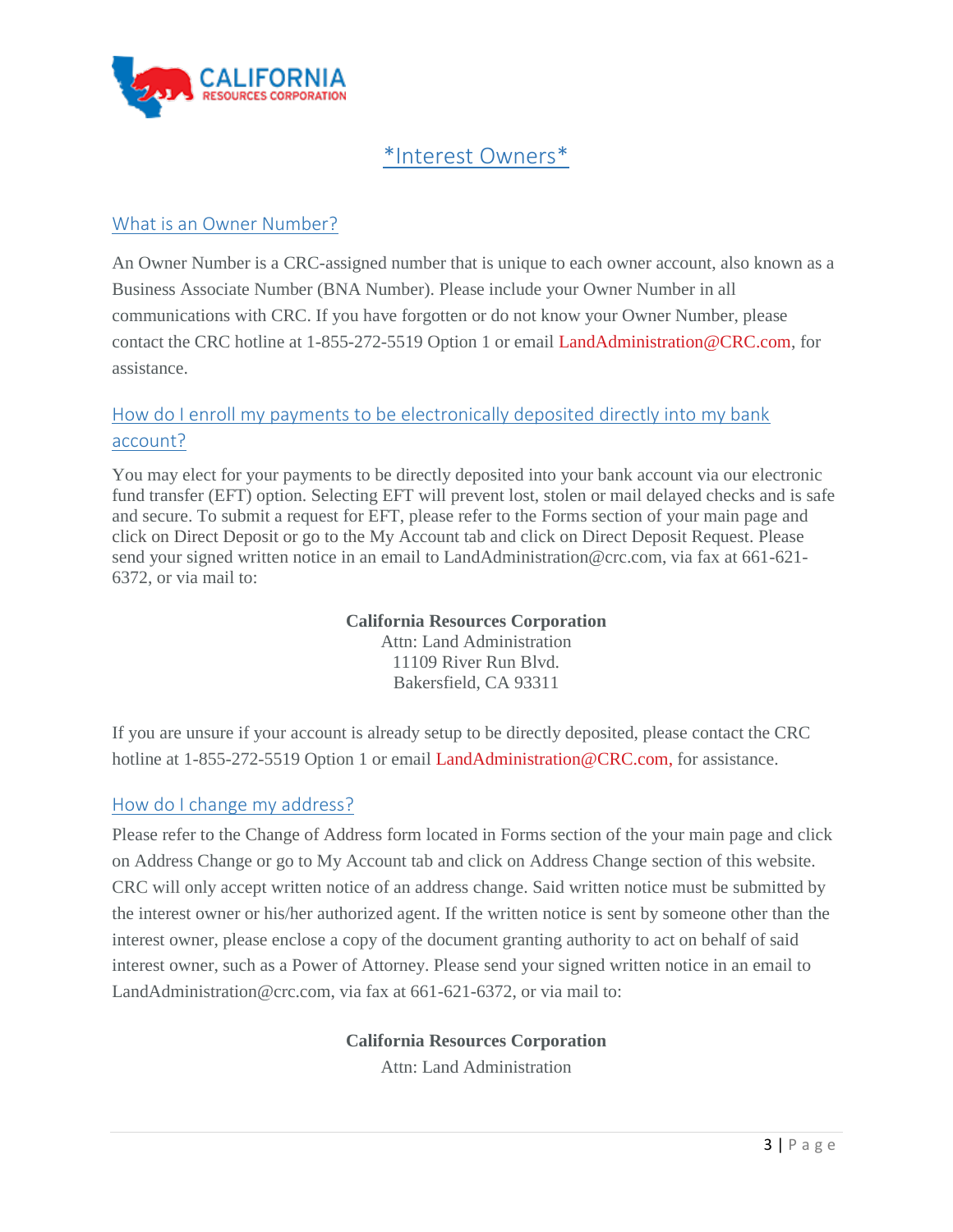# *Interest Owners*

## What is an Owner Number?

An Owner Number is a CRC-assigned number that is unique to each owner account, also known as a Business Associate Number (BNA Number). Please include your Owner Number in all communications with CRC. If you have forgotten or do not know your Owner Number, please contact the CRC hotline at 1-855-272-5519 Option 1 or email LandAdministration@CRC.com, for assistance.

## How do I enroll my payments to be electronically deposited directly into my bank account?

You may elect for your payments to be directly deposited into your bank account via our electronic fund transfer (EFT) option. Selecting EFT will prevent lost, stolen or mail delayed checks and is safe and secure. To submit a request for EFT, please refer to the Forms section of your main page and click on Direct Deposit or go to the My Account tab and click on Direct Deposit Request. Please send your signed written notice in an email to LandAdministration@crc.com, via fax at 661-621-6372, or via mail to:

**California Resources Corporation**
Attn: Land Administration
11109 River Run Blvd.
Bakersfield, CA 93311

If you are unsure if your account is already setup to be directly deposited, please contact the CRC hotline at 1-855-272-5519 Option 1 or email LandAdministration@CRC.com, for assistance.

## How do I change my address?

Please refer to the Change of Address form located in Forms section of the your main page and click on Address Change or go to My Account tab and click on Address Change section of this website. CRC will only accept written notice of an address change. Said written notice must be submitted by the interest owner or his/her authorized agent. If the written notice is sent by someone other than the interest owner, please enclose a copy of the document granting authority to act on behalf of said interest owner, such as a Power of Attorney. Please send your signed written notice in an email to LandAdministration@crc.com, via fax at 661-621-6372, or via mail to:

**California Resources Corporation**
Attn: Land Administration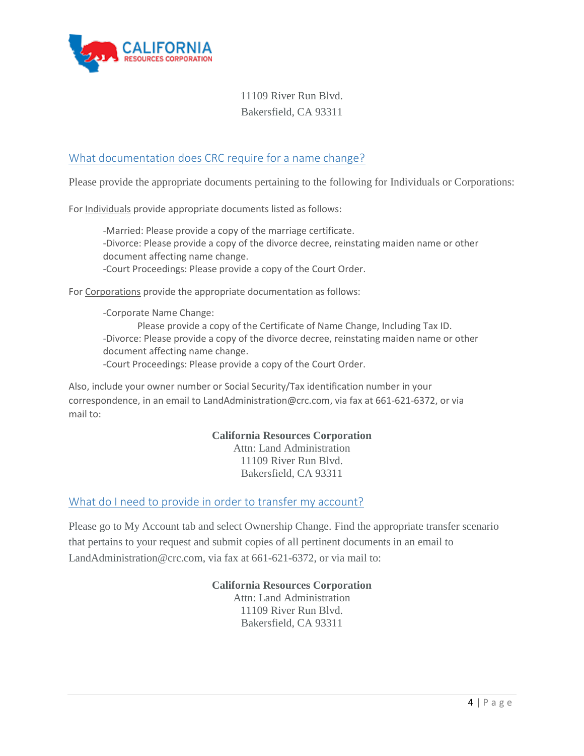11109 River Run Blvd.
Bakersfield, CA 93311

## What documentation does CRC require for a name change?

Please provide the appropriate documents pertaining to the following for Individuals or Corporations:

For Individuals provide appropriate documents listed as follows:

- -Married: Please provide a copy of the marriage certificate.
- -Divorce: Please provide a copy of the divorce decree, reinstating maiden name or other document affecting name change.
- -Court Proceedings: Please provide a copy of the Court Order.

For Corporations provide the appropriate documentation as follows:

- -Corporate Name Change:
  Please provide a copy of the Certificate of Name Change, Including Tax ID.
- -Divorce: Please provide a copy of the divorce decree, reinstating maiden name or other document affecting name change.
- -Court Proceedings: Please provide a copy of the Court Order.

Also, include your owner number or Social Security/Tax identification number in your correspondence, in an email to LandAdministration@crc.com, via fax at 661-621-6372, or via mail to:

**California Resources Corporation**
Attn: Land Administration
11109 River Run Blvd.
Bakersfield, CA 93311

## What do I need to provide in order to transfer my account?

Please go to My Account tab and select Ownership Change. Find the appropriate transfer scenario that pertains to your request and submit copies of all pertinent documents in an email to LandAdministration@crc.com, via fax at 661-621-6372, or via mail to:

**California Resources Corporation**
Attn: Land Administration
11109 River Run Blvd.
Bakersfield, CA 93311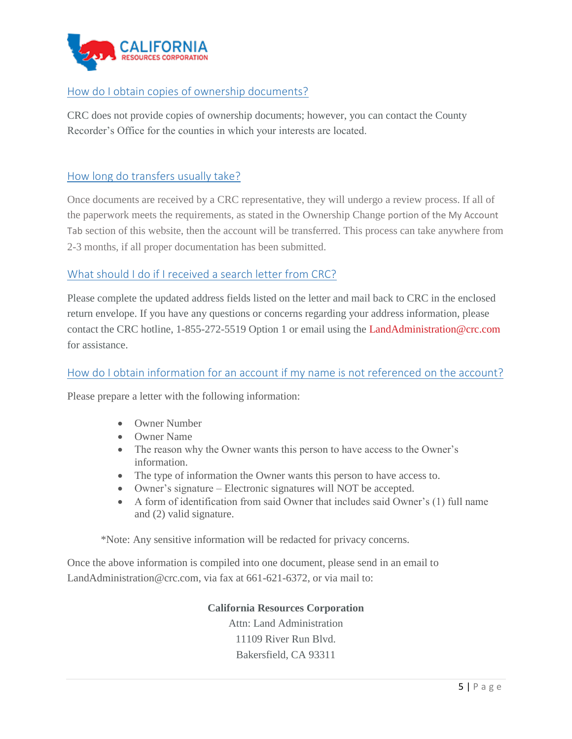## How do I obtain copies of ownership documents?

CRC does not provide copies of ownership documents; however, you can contact the County Recorder's Office for the counties in which your interests are located.

## How long do transfers usually take?

Once documents are received by a CRC representative, they will undergo a review process. If all of the paperwork meets the requirements, as stated in the Ownership Change portion of the My Account Tab section of this website, then the account will be transferred. This process can take anywhere from 2-3 months, if all proper documentation has been submitted.

## What should I do if I received a search letter from CRC?

Please complete the updated address fields listed on the letter and mail back to CRC in the enclosed return envelope. If you have any questions or concerns regarding your address information, please contact the CRC hotline, 1-855-272-5519 Option 1 or email using the LandAdministration@crc.com for assistance.

## How do I obtain information for an account if my name is not referenced on the account?

Please prepare a letter with the following information:

- Owner Number
- Owner Name
- The reason why the Owner wants this person to have access to the Owner's information.
- The type of information the Owner wants this person to have access to.
- Owner's signature – Electronic signatures will NOT be accepted.
- A form of identification from said Owner that includes said Owner's (1) full name and (2) valid signature.

*Note: Any sensitive information will be redacted for privacy concerns.

Once the above information is compiled into one document, please send in an email to LandAdministration@crc.com, via fax at 661-621-6372, or via mail to:

**California Resources Corporation**
Attn: Land Administration
11109 River Run Blvd.
Bakersfield, CA 93311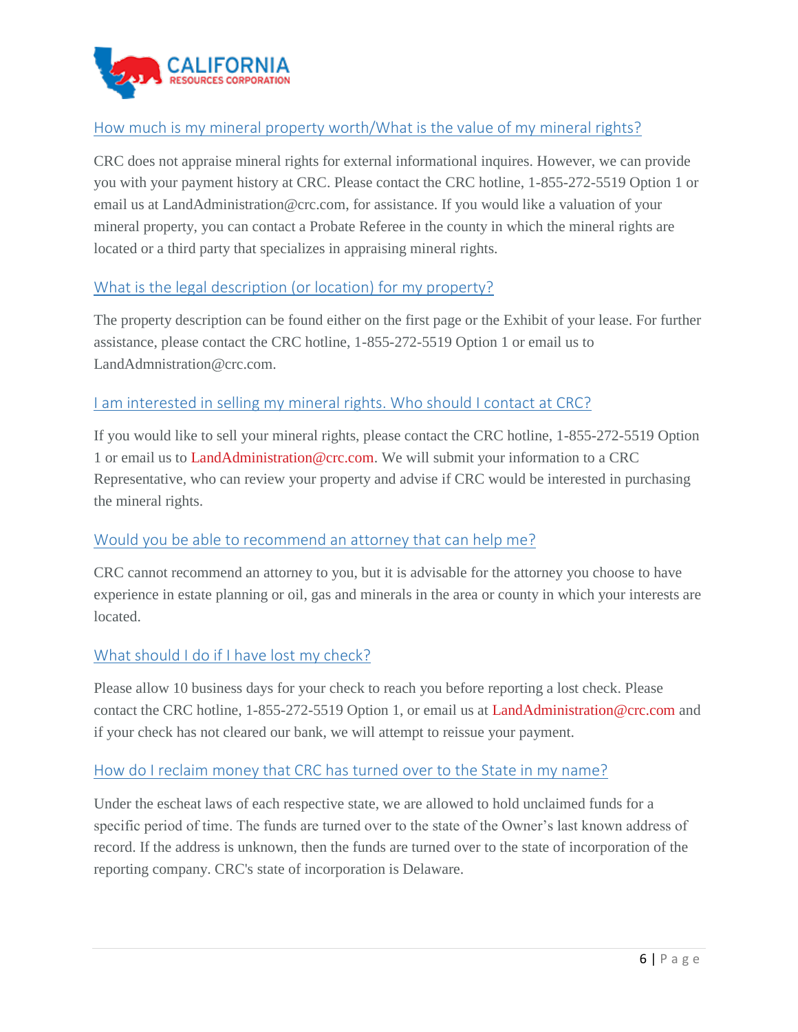## How much is my mineral property worth/What is the value of my mineral rights?

CRC does not appraise mineral rights for external informational inquires. However, we can provide you with your payment history at CRC. Please contact the CRC hotline, 1-855-272-5519 Option 1 or email us at LandAdministration@crc.com, for assistance. If you would like a valuation of your mineral property, you can contact a Probate Referee in the county in which the mineral rights are located or a third party that specializes in appraising mineral rights.

## What is the legal description (or location) for my property?

The property description can be found either on the first page or the Exhibit of your lease. For further assistance, please contact the CRC hotline, 1-855-272-5519 Option 1 or email us to LandAdmnistration@crc.com.

## I am interested in selling my mineral rights. Who should I contact at CRC?

If you would like to sell your mineral rights, please contact the CRC hotline, 1-855-272-5519 Option 1 or email us to LandAdministration@crc.com. We will submit your information to a CRC Representative, who can review your property and advise if CRC would be interested in purchasing the mineral rights.

## Would you be able to recommend an attorney that can help me?

CRC cannot recommend an attorney to you, but it is advisable for the attorney you choose to have experience in estate planning or oil, gas and minerals in the area or county in which your interests are located.

## What should I do if I have lost my check?

Please allow 10 business days for your check to reach you before reporting a lost check. Please contact the CRC hotline, 1-855-272-5519 Option 1, or email us at LandAdministration@crc.com and if your check has not cleared our bank, we will attempt to reissue your payment.

## How do I reclaim money that CRC has turned over to the State in my name?

Under the escheat laws of each respective state, we are allowed to hold unclaimed funds for a specific period of time. The funds are turned over to the state of the Owner's last known address of record. If the address is unknown, then the funds are turned over to the state of incorporation of the reporting company. CRC's state of incorporation is Delaware.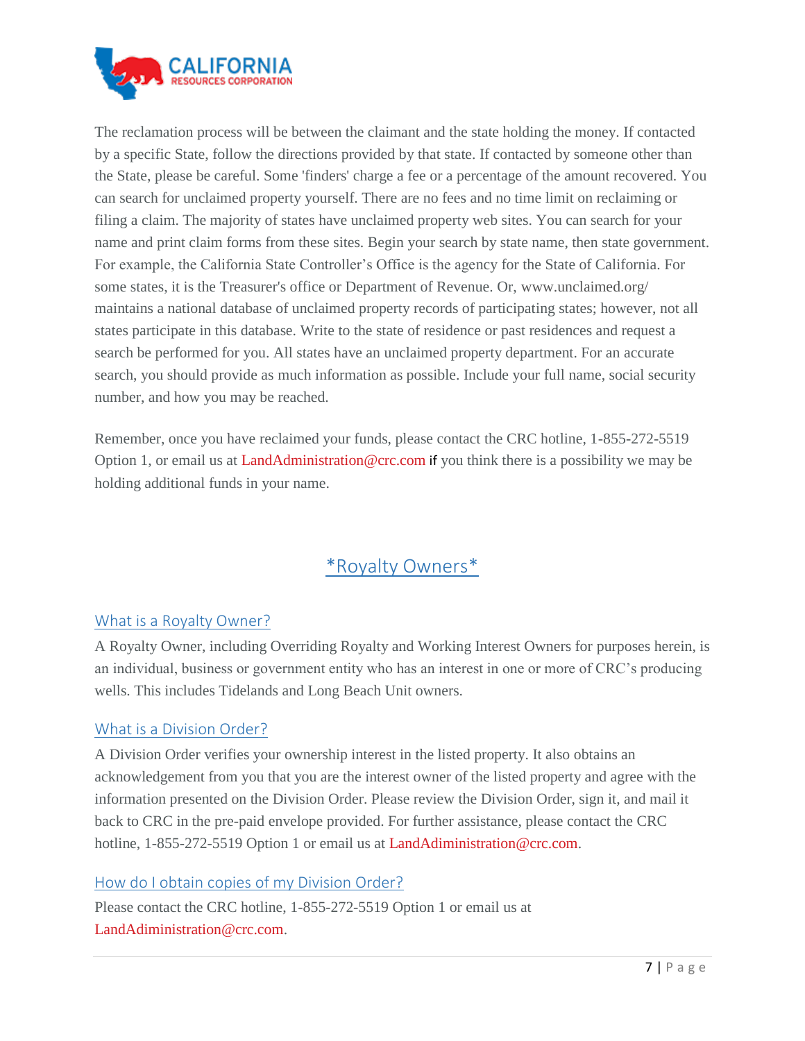The reclamation process will be between the claimant and the state holding the money. If contacted by a specific State, follow the directions provided by that state. If contacted by someone other than the State, please be careful. Some 'finders' charge a fee or a percentage of the amount recovered. You can search for unclaimed property yourself. There are no fees and no time limit on reclaiming or filing a claim. The majority of states have unclaimed property web sites. You can search for your name and print claim forms from these sites. Begin your search by state name, then state government. For example, the California State Controller's Office is the agency for the State of California. For some states, it is the Treasurer's office or Department of Revenue. Or, www.unclaimed.org/ maintains a national database of unclaimed property records of participating states; however, not all states participate in this database. Write to the state of residence or past residences and request a search be performed for you. All states have an unclaimed property department. For an accurate search, you should provide as much information as possible. Include your full name, social security number, and how you may be reached.

Remember, once you have reclaimed your funds, please contact the CRC hotline, 1-855-272-5519 Option 1, or email us at LandAdministration@crc.com if you think there is a possibility we may be holding additional funds in your name.

## *Royalty Owners*

### What is a Royalty Owner?

A Royalty Owner, including Overriding Royalty and Working Interest Owners for purposes herein, is an individual, business or government entity who has an interest in one or more of CRC's producing wells. This includes Tidelands and Long Beach Unit owners.

### What is a Division Order?

A Division Order verifies your ownership interest in the listed property. It also obtains an acknowledgement from you that you are the interest owner of the listed property and agree with the information presented on the Division Order. Please review the Division Order, sign it, and mail it back to CRC in the pre-paid envelope provided. For further assistance, please contact the CRC hotline, 1-855-272-5519 Option 1 or email us at LandAdiministration@crc.com.

### How do I obtain copies of my Division Order?

Please contact the CRC hotline, 1-855-272-5519 Option 1 or email us at LandAdiministration@crc.com.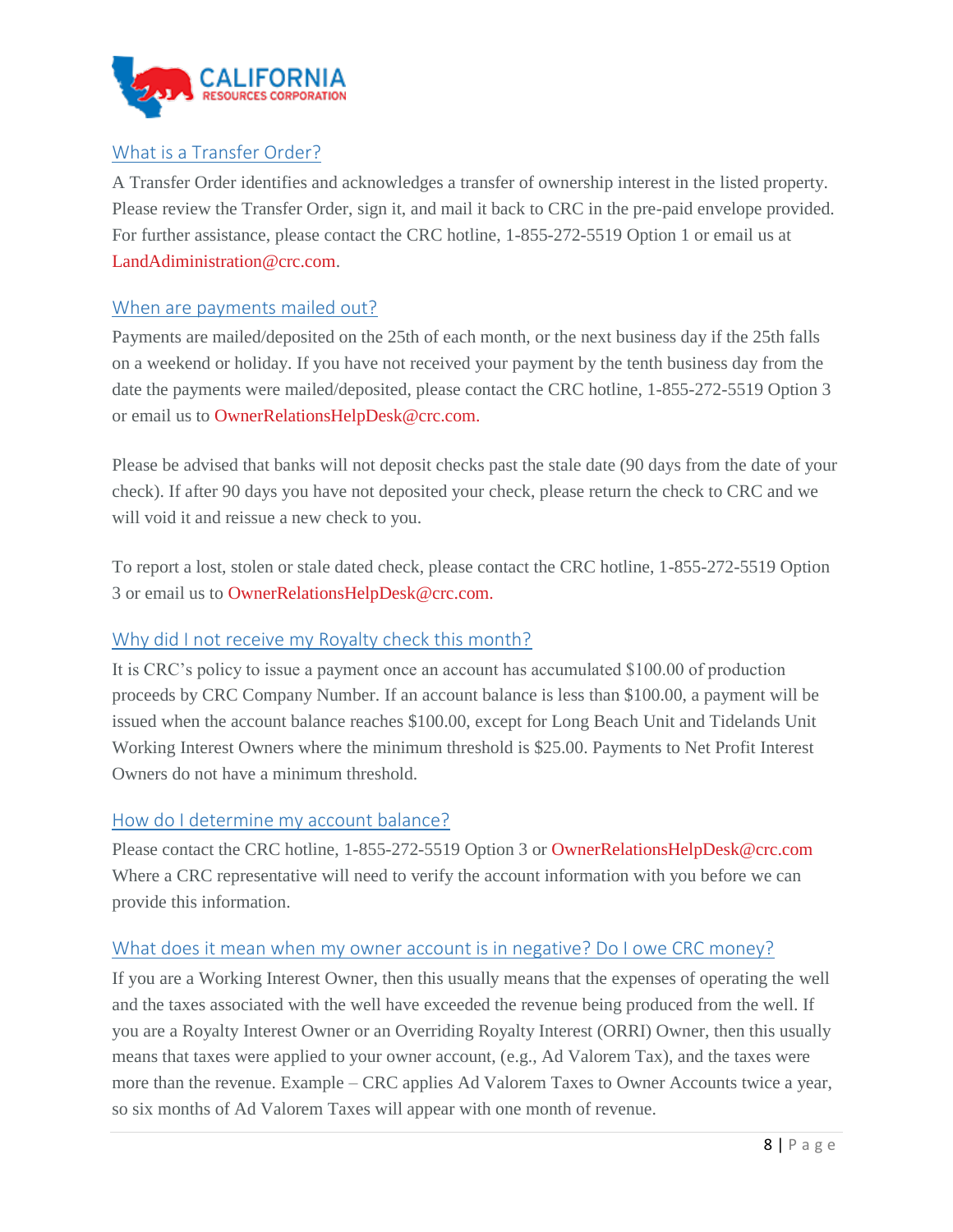## What is a Transfer Order?

A Transfer Order identifies and acknowledges a transfer of ownership interest in the listed property. Please review the Transfer Order, sign it, and mail it back to CRC in the pre-paid envelope provided. For further assistance, please contact the CRC hotline, 1-855-272-5519 Option 1 or email us at LandAdiministration@crc.com.

## When are payments mailed out?

Payments are mailed/deposited on the 25th of each month, or the next business day if the 25th falls on a weekend or holiday. If you have not received your payment by the tenth business day from the date the payments were mailed/deposited, please contact the CRC hotline, 1-855-272-5519 Option 3 or email us to OwnerRelationsHelpDesk@crc.com.

Please be advised that banks will not deposit checks past the stale date (90 days from the date of your check). If after 90 days you have not deposited your check, please return the check to CRC and we will void it and reissue a new check to you.

To report a lost, stolen or stale dated check, please contact the CRC hotline, 1-855-272-5519 Option 3 or email us to OwnerRelationsHelpDesk@crc.com.

## Why did I not receive my Royalty check this month?

It is CRC's policy to issue a payment once an account has accumulated $100.00 of production proceeds by CRC Company Number. If an account balance is less than $100.00, a payment will be issued when the account balance reaches $100.00, except for Long Beach Unit and Tidelands Unit Working Interest Owners where the minimum threshold is $25.00. Payments to Net Profit Interest Owners do not have a minimum threshold.

## How do I determine my account balance?

Please contact the CRC hotline, 1-855-272-5519 Option 3 or OwnerRelationsHelpDesk@crc.com Where a CRC representative will need to verify the account information with you before we can provide this information.

## What does it mean when my owner account is in negative? Do I owe CRC money?

If you are a Working Interest Owner, then this usually means that the expenses of operating the well and the taxes associated with the well have exceeded the revenue being produced from the well. If you are a Royalty Interest Owner or an Overriding Royalty Interest (ORRI) Owner, then this usually means that taxes were applied to your owner account, (e.g., Ad Valorem Tax), and the taxes were more than the revenue. Example – CRC applies Ad Valorem Taxes to Owner Accounts twice a year, so six months of Ad Valorem Taxes will appear with one month of revenue.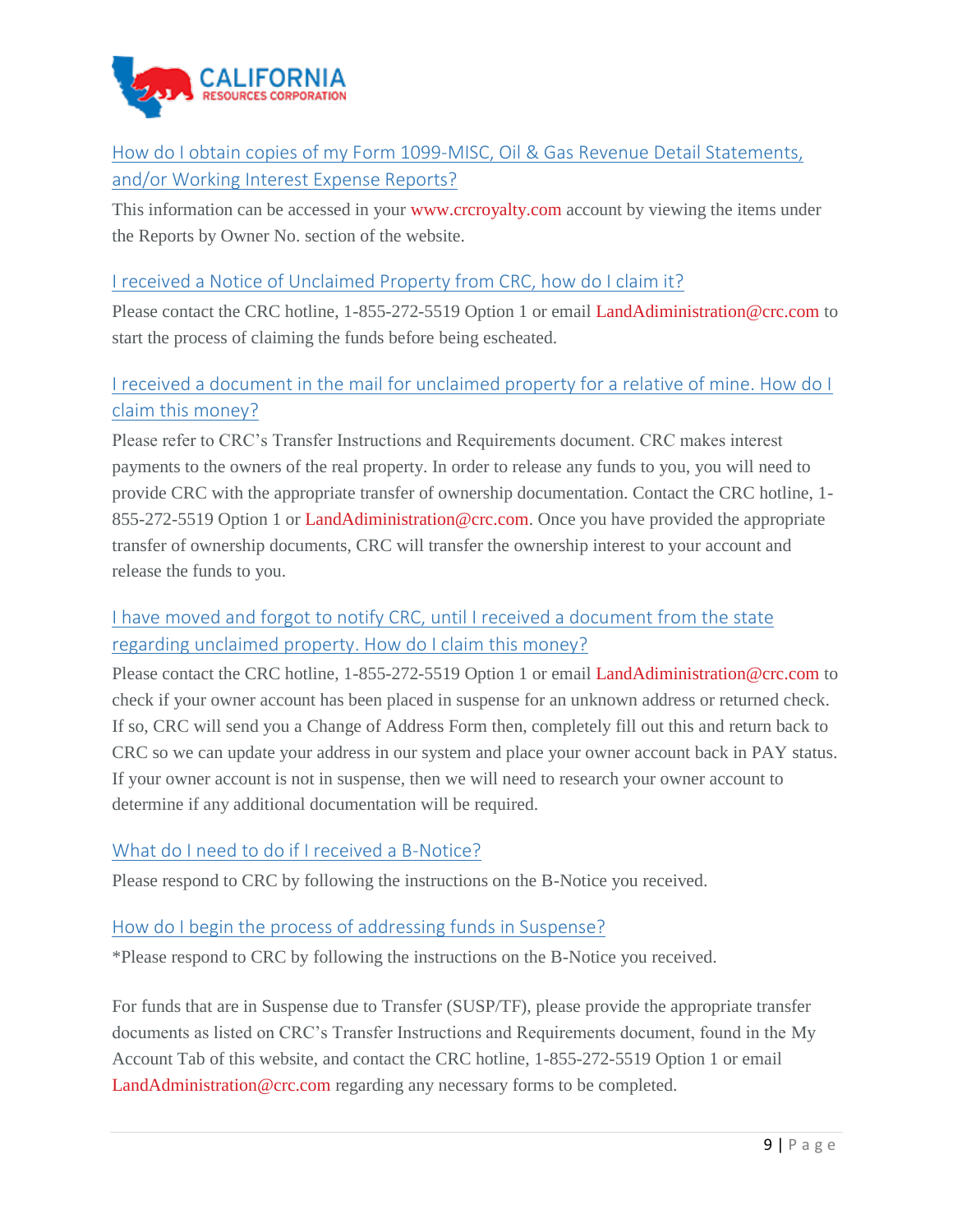## How do I obtain copies of my Form 1099-MISC, Oil & Gas Revenue Detail Statements, and/or Working Interest Expense Reports?

This information can be accessed in your www.crcroyalty.com account by viewing the items under the Reports by Owner No. section of the website.

## I received a Notice of Unclaimed Property from CRC, how do I claim it?

Please contact the CRC hotline, 1-855-272-5519 Option 1 or email LandAdiministration@crc.com to start the process of claiming the funds before being escheated.

## I received a document in the mail for unclaimed property for a relative of mine. How do I claim this money?

Please refer to CRC's Transfer Instructions and Requirements document. CRC makes interest payments to the owners of the real property. In order to release any funds to you, you will need to provide CRC with the appropriate transfer of ownership documentation. Contact the CRC hotline, 1-855-272-5519 Option 1 or LandAdiministration@crc.com. Once you have provided the appropriate transfer of ownership documents, CRC will transfer the ownership interest to your account and release the funds to you.

## I have moved and forgot to notify CRC, until I received a document from the state regarding unclaimed property. How do I claim this money?

Please contact the CRC hotline, 1-855-272-5519 Option 1 or email LandAdiministration@crc.com to check if your owner account has been placed in suspense for an unknown address or returned check. If so, CRC will send you a Change of Address Form then, completely fill out this and return back to CRC so we can update your address in our system and place your owner account back in PAY status. If your owner account is not in suspense, then we will need to research your owner account to determine if any additional documentation will be required.

## What do I need to do if I received a B-Notice?

Please respond to CRC by following the instructions on the B-Notice you received.

## How do I begin the process of addressing funds in Suspense?

*Please respond to CRC by following the instructions on the B-Notice you received.

For funds that are in Suspense due to Transfer (SUSP/TF), please provide the appropriate transfer documents as listed on CRC's Transfer Instructions and Requirements document, found in the My Account Tab of this website, and contact the CRC hotline, 1-855-272-5519 Option 1 or email LandAdministration@crc.com regarding any necessary forms to be completed.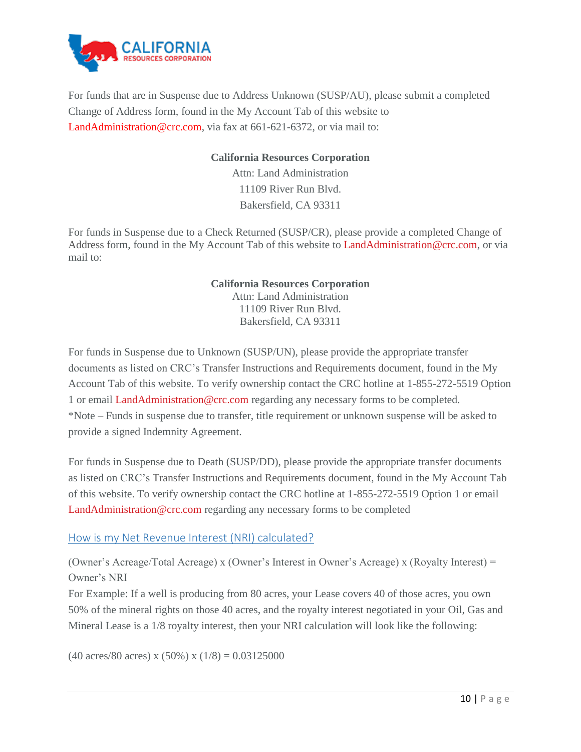For funds that are in Suspense due to Address Unknown (SUSP/AU), please submit a completed Change of Address form, found in the My Account Tab of this website to LandAdministration@crc.com, via fax at 661-621-6372, or via mail to:

**California Resources Corporation**
Attn: Land Administration
11109 River Run Blvd.
Bakersfield, CA 93311

For funds in Suspense due to a Check Returned (SUSP/CR), please provide a completed Change of Address form, found in the My Account Tab of this website to LandAdministration@crc.com, or via mail to:

**California Resources Corporation**
Attn: Land Administration
11109 River Run Blvd.
Bakersfield, CA 93311

For funds in Suspense due to Unknown (SUSP/UN), please provide the appropriate transfer documents as listed on CRC's Transfer Instructions and Requirements document, found in the My Account Tab of this website. To verify ownership contact the CRC hotline at 1-855-272-5519 Option 1 or email LandAdministration@crc.com regarding any necessary forms to be completed.
*Note – Funds in suspense due to transfer, title requirement or unknown suspense will be asked to provide a signed Indemnity Agreement.

For funds in Suspense due to Death (SUSP/DD), please provide the appropriate transfer documents as listed on CRC's Transfer Instructions and Requirements document, found in the My Account Tab of this website. To verify ownership contact the CRC hotline at 1-855-272-5519 Option 1 or email LandAdministration@crc.com regarding any necessary forms to be completed

## How is my Net Revenue Interest (NRI) calculated?

(Owner's Acreage/Total Acreage) x (Owner's Interest in Owner's Acreage) x (Royalty Interest) = Owner's NRI

For Example: If a well is producing from 80 acres, your Lease covers 40 of those acres, you own 50% of the mineral rights on those 40 acres, and the royalty interest negotiated in your Oil, Gas and Mineral Lease is a 1/8 royalty interest, then your NRI calculation will look like the following:

(40 acres/80 acres) x (50%) x (1/8) = 0.03125000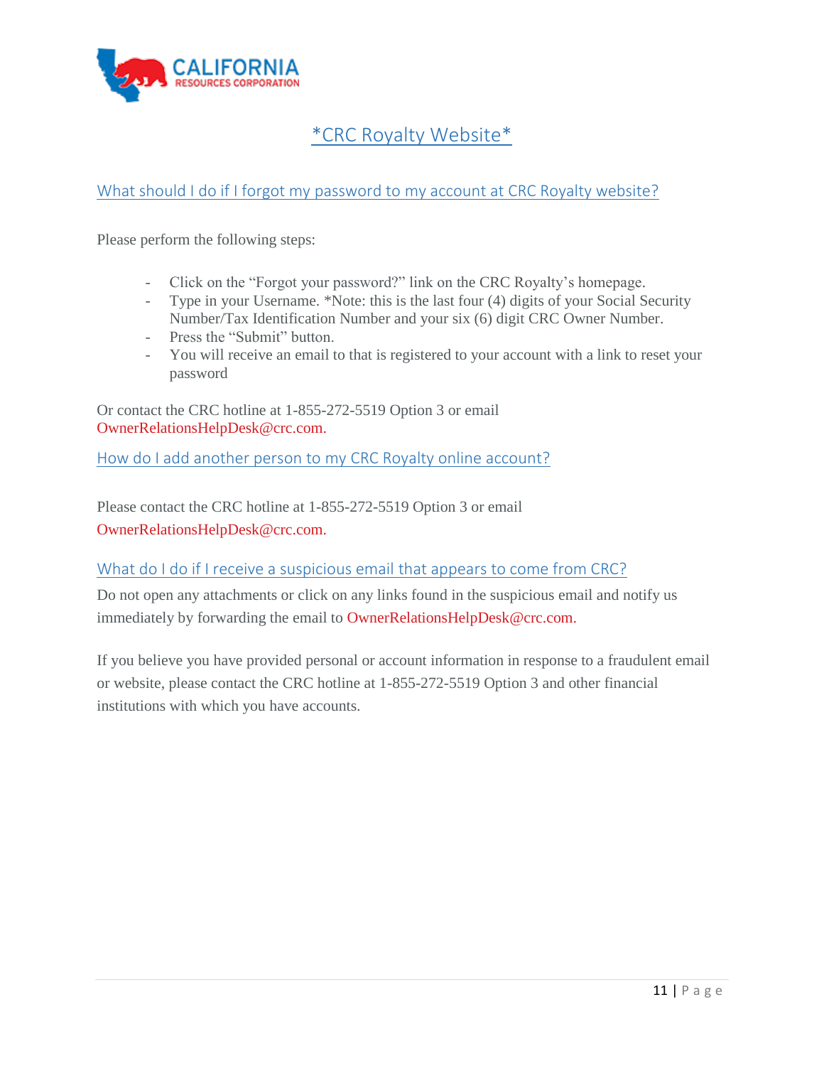## *CRC Royalty Website*

### What should I do if I forgot my password to my account at CRC Royalty website?

Please perform the following steps:

- Click on the "Forgot your password?" link on the CRC Royalty's homepage.
- Type in your Username. *Note: this is the last four (4) digits of your Social Security Number/Tax Identification Number and your six (6) digit CRC Owner Number.
- Press the "Submit" button.
- You will receive an email to that is registered to your account with a link to reset your password

Or contact the CRC hotline at 1-855-272-5519 Option 3 or email OwnerRelationsHelpDesk@crc.com.

### How do I add another person to my CRC Royalty online account?

Please contact the CRC hotline at 1-855-272-5519 Option 3 or email OwnerRelationsHelpDesk@crc.com.

### What do I do if I receive a suspicious email that appears to come from CRC?

Do not open any attachments or click on any links found in the suspicious email and notify us immediately by forwarding the email to OwnerRelationsHelpDesk@crc.com.

If you believe you have provided personal or account information in response to a fraudulent email or website, please contact the CRC hotline at 1-855-272-5519 Option 3 and other financial institutions with which you have accounts.